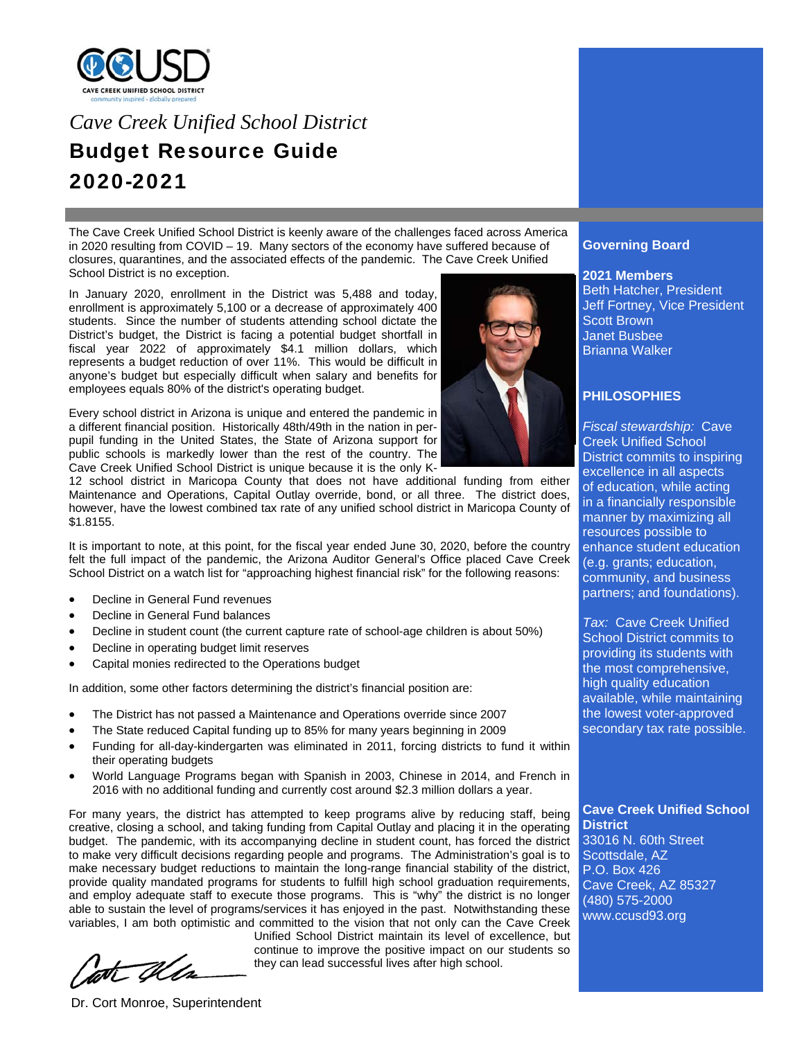CAVE CREEK UNIFIED SCHOOL DISTRICT
community inspired • globally prepared

*Cave Creek Unified School District*

# Budget Resource Guide 2020-2021

The Cave Creek Unified School District is keenly aware of the challenges faced across America in 2020 resulting from COVID – 19. Many sectors of the economy have suffered because of closures, quarantines, and the associated effects of the pandemic. The Cave Creek Unified School District is no exception.

In January 2020, enrollment in the District was 5,488 and today, enrollment is approximately 5,100 or a decrease of approximately 400 students. Since the number of students attending school dictate the District's budget, the District is facing a potential budget shortfall in fiscal year 2022 of approximately $4.1 million dollars, which represents a budget reduction of over 11%. This would be difficult in anyone's budget but especially difficult when salary and benefits for employees equals 80% of the district's operating budget.

Every school district in Arizona is unique and entered the pandemic in a different financial position. Historically 48th/49th in the nation in per-pupil funding in the United States, the State of Arizona support for public schools is markedly lower than the rest of the country. The Cave Creek Unified School District is unique because it is the only K-12 school district in Maricopa County that does not have additional funding from either Maintenance and Operations, Capital Outlay override, bond, or all three. The district does, however, have the lowest combined tax rate of any unified school district in Maricopa County of $1.8155.

It is important to note, at this point, for the fiscal year ended June 30, 2020, before the country felt the full impact of the pandemic, the Arizona Auditor General's Office placed Cave Creek School District on a watch list for "approaching highest financial risk" for the following reasons:

- Decline in General Fund revenues
- Decline in General Fund balances
- Decline in student count (the current capture rate of school-age children is about 50%)
- Decline in operating budget limit reserves
- Capital monies redirected to the Operations budget

In addition, some other factors determining the district's financial position are:

- The District has not passed a Maintenance and Operations override since 2007
- The State reduced Capital funding up to 85% for many years beginning in 2009
- Funding for all-day-kindergarten was eliminated in 2011, forcing districts to fund it within their operating budgets
- World Language Programs began with Spanish in 2003, Chinese in 2014, and French in 2016 with no additional funding and currently cost around $2.3 million dollars a year.

For many years, the district has attempted to keep programs alive by reducing staff, being creative, closing a school, and taking funding from Capital Outlay and placing it in the operating budget. The pandemic, with its accompanying decline in student count, has forced the district to make very difficult decisions regarding people and programs. The Administration's goal is to make necessary budget reductions to maintain the long-range financial stability of the district, provide quality mandated programs for students to fulfill high school graduation requirements, and employ adequate staff to execute those programs. This is "why" the district is no longer able to sustain the level of programs/services it has enjoyed in the past. Notwithstanding these variables, I am both optimistic and committed to the vision that not only can the Cave Creek Unified School District maintain its level of excellence, but continue to improve the positive impact on our students so they can lead successful lives after high school.

Dr. Cort Monroe, Superintendent

## Governing Board

**2021 Members**
Beth Hatcher, President
Jeff Fortney, Vice President
Scott Brown
Janet Busbee
Brianna Walker

## PHILOSOPHIES

*Fiscal stewardship:* Cave Creek Unified School District commits to inspiring excellence in all aspects of education, while acting in a financially responsible manner by maximizing all resources possible to enhance student education (e.g. grants; education, community, and business partners; and foundations).

*Tax:* Cave Creek Unified School District commits to providing its students with the most comprehensive, high quality education available, while maintaining the lowest voter-approved secondary tax rate possible.

**Cave Creek Unified School District**
33016 N. 60th Street
Scottsdale, AZ
P.O. Box 426
Cave Creek, AZ 85327
(480) 575-2000
www.ccusd93.org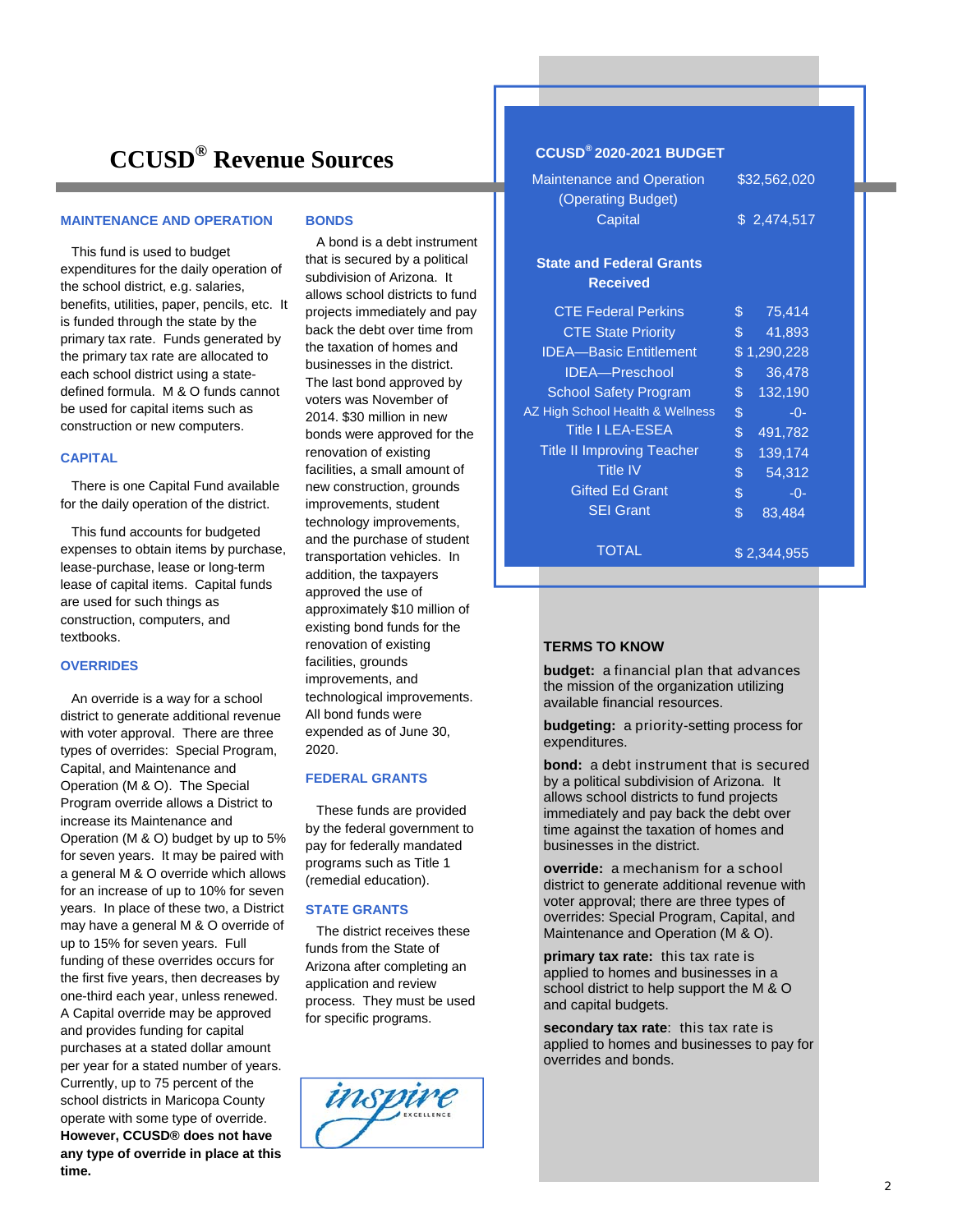# CCUSD® Revenue Sources

### MAINTENANCE AND OPERATION

This fund is used to budget expenditures for the daily operation of the school district, e.g. salaries, benefits, utilities, paper, pencils, etc. It is funded through the state by the primary tax rate. Funds generated by the primary tax rate are allocated to each school district using a state-defined formula. M & O funds cannot be used for capital items such as construction or new computers.

### CAPITAL

There is one Capital Fund available for the daily operation of the district.

This fund accounts for budgeted expenses to obtain items by purchase, lease-purchase, lease or long-term lease of capital items. Capital funds are used for such things as construction, computers, and textbooks.

### OVERRIDES

An override is a way for a school district to generate additional revenue with voter approval. There are three types of overrides: Special Program, Capital, and Maintenance and Operation (M & O). The Special Program override allows a District to increase its Maintenance and Operation (M & O) budget by up to 5% for seven years. It may be paired with a general M & O override which allows for an increase of up to 10% for seven years. In place of these two, a District may have a general M & O override of up to 15% for seven years. Full funding of these overrides occurs for the first five years, then decreases by one-third each year, unless renewed. A Capital override may be approved and provides funding for capital purchases at a stated dollar amount per year for a stated number of years. Currently, up to 75 percent of the school districts in Maricopa County operate with some type of override. **However, CCUSD® does not have any type of override in place at this time.**

### BONDS

A bond is a debt instrument that is secured by a political subdivision of Arizona. It allows school districts to fund projects immediately and pay back the debt over time from the taxation of homes and businesses in the district. The last bond approved by voters was November of 2014. $30 million in new bonds were approved for the renovation of existing facilities, a small amount of new construction, grounds improvements, student technology improvements, and the purchase of student transportation vehicles. In addition, the taxpayers approved the use of approximately $10 million of existing bond funds for the renovation of existing facilities, grounds improvements, and technological improvements. All bond funds were expended as of June 30, 2020.

### FEDERAL GRANTS

These funds are provided by the federal government to pay for federally mandated programs such as Title 1 (remedial education).

### STATE GRANTS

The district receives these funds from the State of Arizona after completing an application and review process. They must be used for specific programs.

### CCUSD® 2020-2021 BUDGET

| | |
|---|---|
| Maintenance and Operation (Operating Budget) | $32,562,020 |
| Capital | $ 2,474,517 |

**State and Federal Grants Received**

| | |
|---|---|
| CTE Federal Perkins | $ 75,414 |
| CTE State Priority | $ 41,893 |
| IDEA—Basic Entitlement | $ 1,290,228 |
| IDEA—Preschool | $ 36,478 |
| School Safety Program | $ 132,190 |
| AZ High School Health & Wellness | $ -0- |
| Title I LEA-ESEA | $ 491,782 |
| Title II Improving Teacher | $ 139,174 |
| Title IV | $ 54,312 |
| Gifted Ed Grant | $ -0- |
| SEI Grant | $ 83,484 |
| TOTAL | $ 2,344,955 |

### TERMS TO KNOW

**budget:** a financial plan that advances the mission of the organization utilizing available financial resources.

**budgeting:** a priority-setting process for expenditures.

**bond:** a debt instrument that is secured by a political subdivision of Arizona. It allows school districts to fund projects immediately and pay back the debt over time against the taxation of homes and businesses in the district.

**override:** a mechanism for a school district to generate additional revenue with voter approval; there are three types of overrides: Special Program, Capital, and Maintenance and Operation (M & O).

**primary tax rate:** this tax rate is applied to homes and businesses in a school district to help support the M & O and capital budgets.

**secondary tax rate**: this tax rate is applied to homes and businesses to pay for overrides and bonds.

inspire EXCELLENCE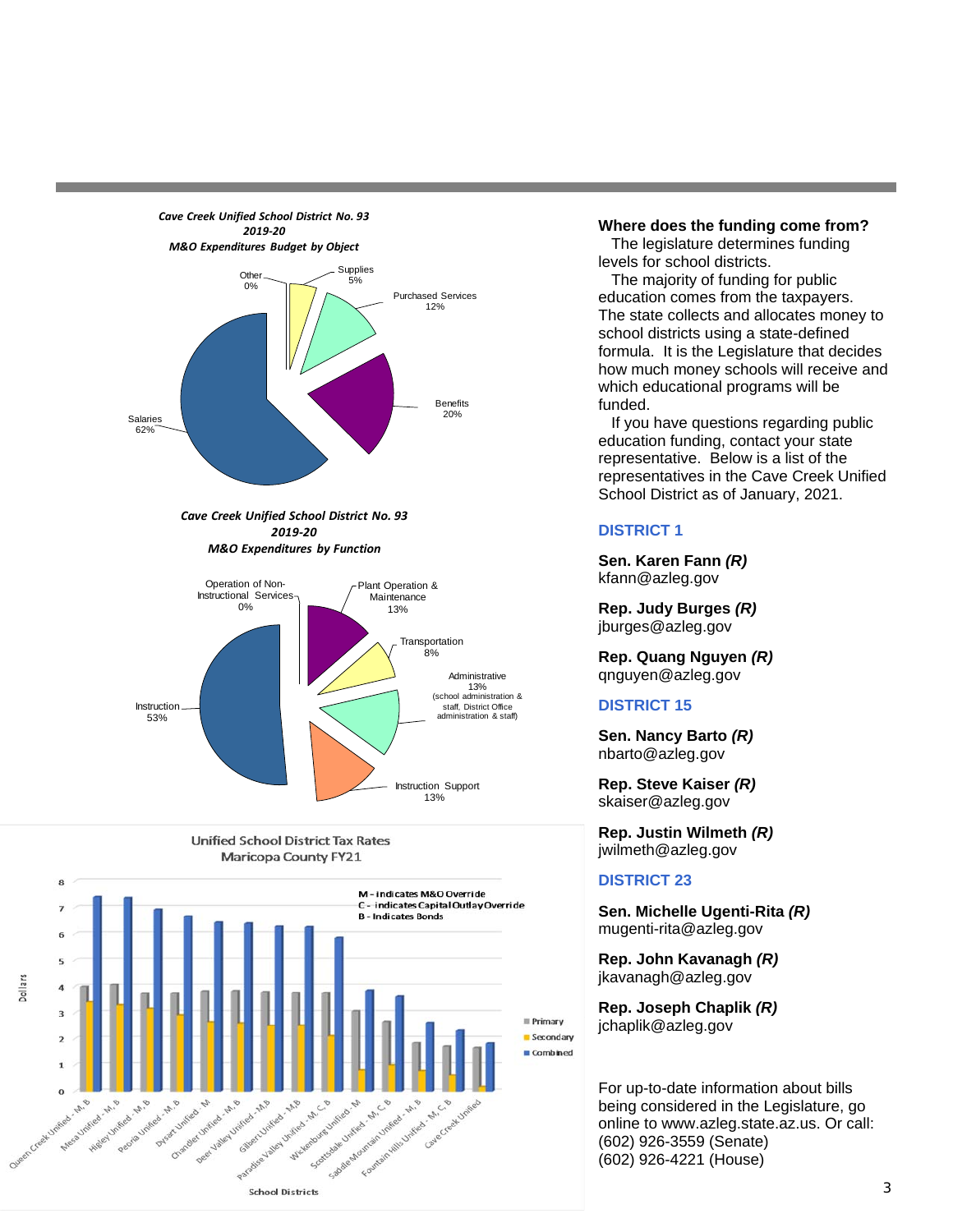***Cave Creek Unified School District No. 93***
***2019-20***
***M&O Expenditures Budget by Object***

- Other 0%
- Supplies 5%
- Purchased Services 12%
- Benefits 20%
- Salaries 62%

***Cave Creek Unified School District No. 93***
***2019-20***
***M&O Expenditures by Function***

- Operation of Non-Instructional Services 0%
- Plant Operation & Maintenance 13%
- Transportation 8%
- Administrative 13% (school administration & staff, District Office administration & staff)
- Instruction Support 13%
- Instruction 53%

**Unified School District Tax Rates**
**Maricopa County FY21**

M - Indicates M&O Override
C - indicates Capital Outlay Override
B - Indicates Bonds

School Districts: Queen Creek Unified - M, B; Mesa Unified - M, B; Higley Unified - M, B; Peoria Unified - M, B; Dysart Unified - M; Chandler Unified - M, B; Deer Valley Unified - M,B; Gilbert Unified - M,B; Paradise Valley Unified - M, C, B; Wickenburg Unified - M; Scottsdale Unified - M, C, B; Saddle Mountain Unified - M, B; Fountain Hills Unified - M, C, B; Cave Creek Unified

Legend: Primary, Secondary, Combined (Dollars)

**Where does the funding come from?**

The legislature determines funding levels for school districts.

The majority of funding for public education comes from the taxpayers. The state collects and allocates money to school districts using a state-defined formula. It is the Legislature that decides how much money schools will receive and which educational programs will be funded.

If you have questions regarding public education funding, contact your state representative. Below is a list of the representatives in the Cave Creek Unified School District as of January, 2021.

### DISTRICT 1

**Sen. Karen Fann *(R)***
kfann@azleg.gov

**Rep. Judy Burges *(R)***
jburges@azleg.gov

**Rep. Quang Nguyen *(R)***
qnguyen@azleg.gov

### DISTRICT 15

**Sen. Nancy Barto *(R)***
nbarto@azleg.gov

**Rep. Steve Kaiser *(R)***
skaiser@azleg.gov

**Rep. Justin Wilmeth *(R)***
jwilmeth@azleg.gov

### DISTRICT 23

**Sen. Michelle Ugenti-Rita *(R)***
mugenti-rita@azleg.gov

**Rep. John Kavanagh *(R)***
jkavanagh@azleg.gov

**Rep. Joseph Chaplik *(R)***
jchaplik@azleg.gov

For up-to-date information about bills being considered in the Legislature, go online to www.azleg.state.az.us. Or call:
(602) 926-3559 (Senate)
(602) 926-4221 (House)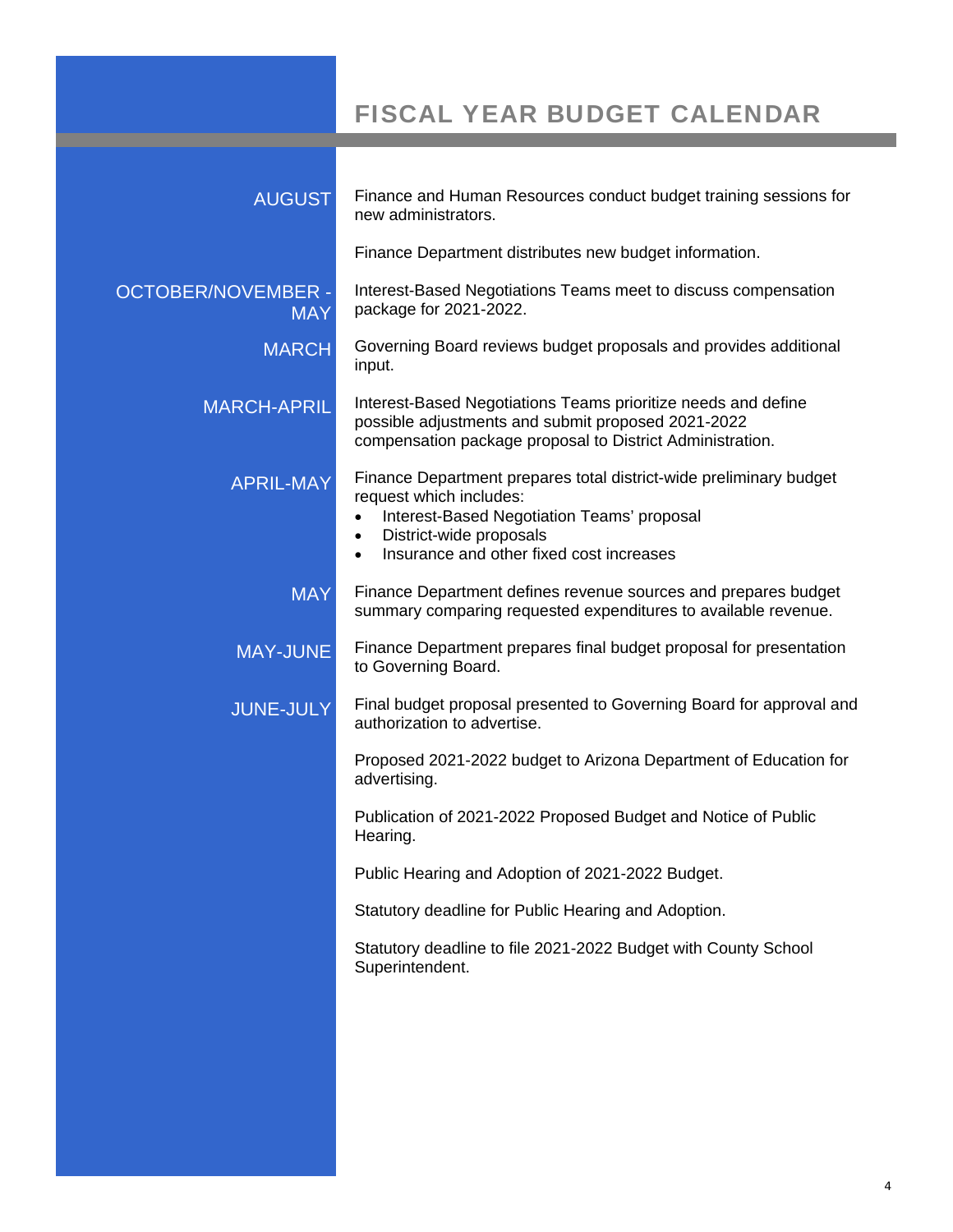# FISCAL YEAR BUDGET CALENDAR

| | |
|---|---|
| AUGUST | Finance and Human Resources conduct budget training sessions for new administrators. |
| | Finance Department distributes new budget information. |
| OCTOBER/NOVEMBER - MAY | Interest-Based Negotiations Teams meet to discuss compensation package for 2021-2022. |
| MARCH | Governing Board reviews budget proposals and provides additional input. |
| MARCH-APRIL | Interest-Based Negotiations Teams prioritize needs and define possible adjustments and submit proposed 2021-2022 compensation package proposal to District Administration. |
| APRIL-MAY | Finance Department prepares total district-wide preliminary budget request which includes: • Interest-Based Negotiation Teams' proposal • District-wide proposals • Insurance and other fixed cost increases |
| MAY | Finance Department defines revenue sources and prepares budget summary comparing requested expenditures to available revenue. |
| MAY-JUNE | Finance Department prepares final budget proposal for presentation to Governing Board. |
| JUNE-JULY | Final budget proposal presented to Governing Board for approval and authorization to advertise. |
| | Proposed 2021-2022 budget to Arizona Department of Education for advertising. |
| | Publication of 2021-2022 Proposed Budget and Notice of Public Hearing. |
| | Public Hearing and Adoption of 2021-2022 Budget. |
| | Statutory deadline for Public Hearing and Adoption. |
| | Statutory deadline to file 2021-2022 Budget with County School Superintendent. |